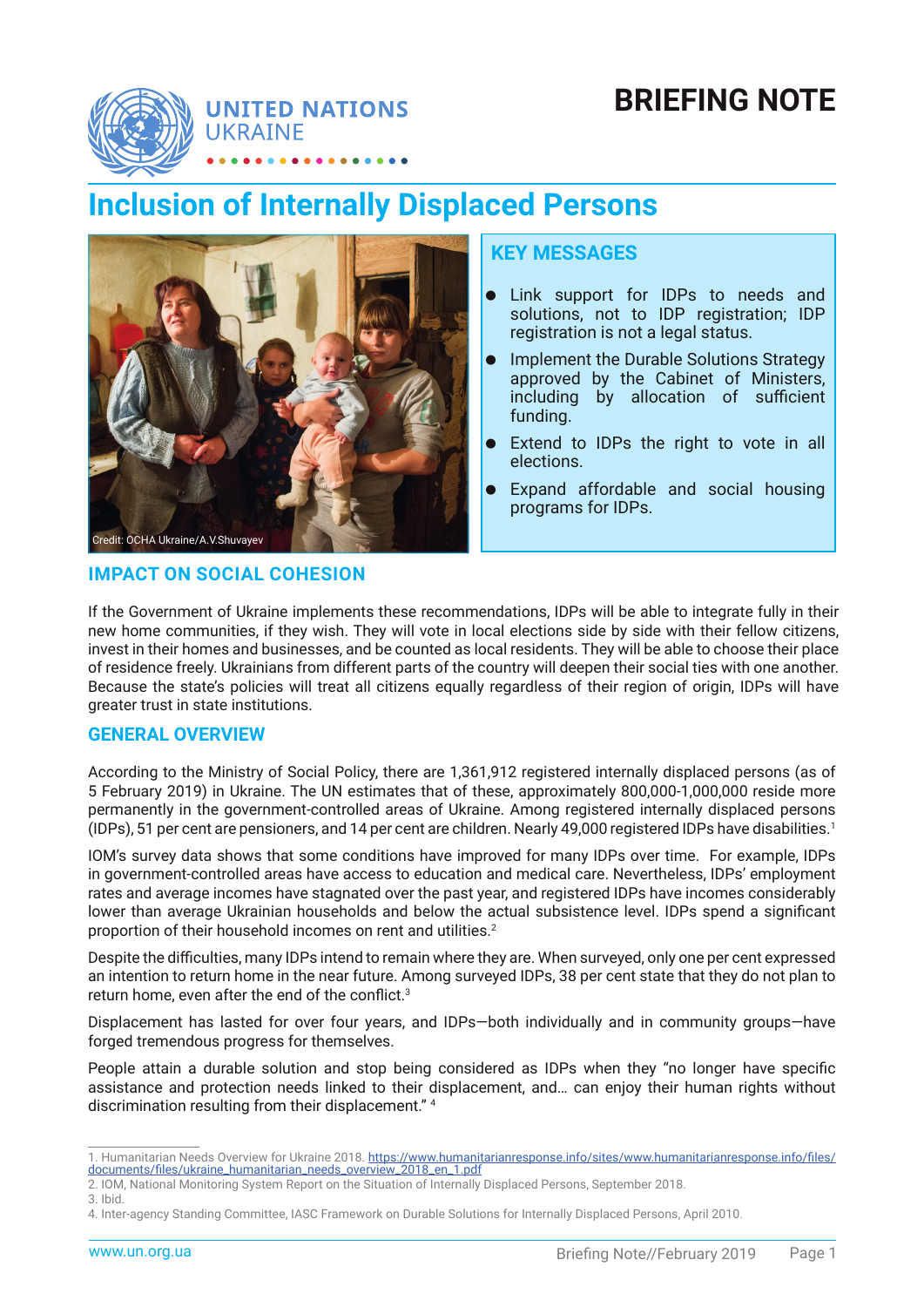UNITED NATIONS
UKRAINE

# BRIEFING NOTE

# Inclusion of Internally Displaced Persons

Credit: OCHA Ukraine/A.V.Shuvayev

## KEY MESSAGES

- Link support for IDPs to needs and solutions, not to IDP registration; IDP registration is not a legal status.
- Implement the Durable Solutions Strategy approved by the Cabinet of Ministers, including by allocation of sufficient funding.
- Extend to IDPs the right to vote in all elections.
- Expand affordable and social housing programs for IDPs.

## IMPACT ON SOCIAL COHESION

If the Government of Ukraine implements these recommendations, IDPs will be able to integrate fully in their new home communities, if they wish. They will vote in local elections side by side with their fellow citizens, invest in their homes and businesses, and be counted as local residents. They will be able to choose their place of residence freely. Ukrainians from different parts of the country will deepen their social ties with one another. Because the state's policies will treat all citizens equally regardless of their region of origin, IDPs will have greater trust in state institutions.

## GENERAL OVERVIEW

According to the Ministry of Social Policy, there are 1,361,912 registered internally displaced persons (as of 5 February 2019) in Ukraine. The UN estimates that of these, approximately 800,000-1,000,000 reside more permanently in the government-controlled areas of Ukraine. Among registered internally displaced persons (IDPs), 51 per cent are pensioners, and 14 per cent are children. Nearly 49,000 registered IDPs have disabilities.[1]

IOM's survey data shows that some conditions have improved for many IDPs over time. For example, IDPs in government-controlled areas have access to education and medical care. Nevertheless, IDPs' employment rates and average incomes have stagnated over the past year, and registered IDPs have incomes considerably lower than average Ukrainian households and below the actual subsistence level. IDPs spend a significant proportion of their household incomes on rent and utilities.[2]

Despite the difficulties, many IDPs intend to remain where they are. When surveyed, only one per cent expressed an intention to return home in the near future. Among surveyed IDPs, 38 per cent state that they do not plan to return home, even after the end of the conflict.[3]

Displacement has lasted for over four years, and IDPs—both individually and in community groups—have forged tremendous progress for themselves.

People attain a durable solution and stop being considered as IDPs when they "no longer have specific assistance and protection needs linked to their displacement, and… can enjoy their human rights without discrimination resulting from their displacement." [4]

---

1. Humanitarian Needs Overview for Ukraine 2018. https://www.humanitarianresponse.info/sites/www.humanitarianresponse.info/files/documents/files/ukraine_humanitarian_needs_overview_2018_en_1.pdf
2. IOM, National Monitoring System Report on the Situation of Internally Displaced Persons, September 2018.
3. Ibid.
4. Inter-agency Standing Committee, IASC Framework on Durable Solutions for Internally Displaced Persons, April 2010.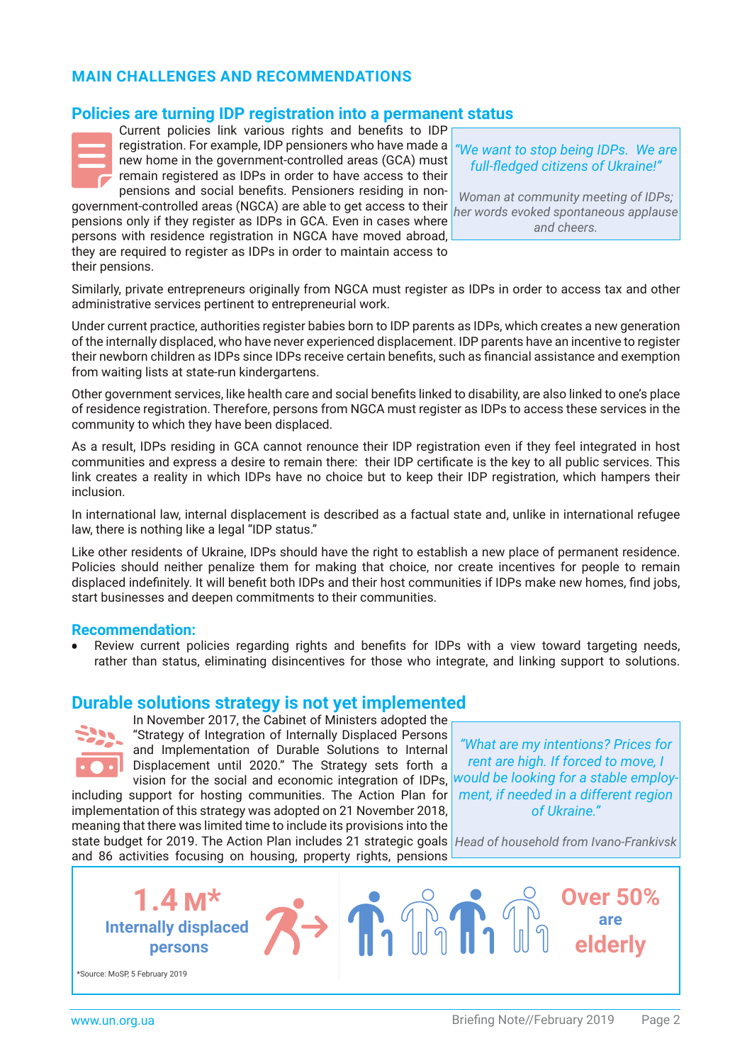## MAIN CHALLENGES AND RECOMMENDATIONS

### Policies are turning IDP registration into a permanent status

Current policies link various rights and benefits to IDP registration. For example, IDP pensioners who have made a new home in the government-controlled areas (GCA) must remain registered as IDPs in order to have access to their pensions and social benefits. Pensioners residing in non-government-controlled areas (NGCA) are able to get access to their pensions only if they register as IDPs in GCA. Even in cases where persons with residence registration in NGCA have moved abroad, they are required to register as IDPs in order to maintain access to their pensions.

> *"We want to stop being IDPs. We are full-fledged citizens of Ukraine!"*
>
> Woman at community meeting of IDPs; her words evoked spontaneous applause and cheers.

Similarly, private entrepreneurs originally from NGCA must register as IDPs in order to access tax and other administrative services pertinent to entrepreneurial work.

Under current practice, authorities register babies born to IDP parents as IDPs, which creates a new generation of the internally displaced, who have never experienced displacement. IDP parents have an incentive to register their newborn children as IDPs since IDPs receive certain benefits, such as financial assistance and exemption from waiting lists at state-run kindergartens.

Other government services, like health care and social benefits linked to disability, are also linked to one's place of residence registration. Therefore, persons from NGCA must register as IDPs to access these services in the community to which they have been displaced.

As a result, IDPs residing in GCA cannot renounce their IDP registration even if they feel integrated in host communities and express a desire to remain there: their IDP certificate is the key to all public services. This link creates a reality in which IDPs have no choice but to keep their IDP registration, which hampers their inclusion.

In international law, internal displacement is described as a factual state and, unlike in international refugee law, there is nothing like a legal "IDP status."

Like other residents of Ukraine, IDPs should have the right to establish a new place of permanent residence. Policies should neither penalize them for making that choice, nor create incentives for people to remain displaced indefinitely. It will benefit both IDPs and their host communities if IDPs make new homes, find jobs, start businesses and deepen commitments to their communities.

**Recommendation:**

- Review current policies regarding rights and benefits for IDPs with a view toward targeting needs, rather than status, eliminating disincentives for those who integrate, and linking support to solutions.

### Durable solutions strategy is not yet implemented

In November 2017, the Cabinet of Ministers adopted the "Strategy of Integration of Internally Displaced Persons and Implementation of Durable Solutions to Internal Displacement until 2020." The Strategy sets forth a vision for the social and economic integration of IDPs, including support for hosting communities. The Action Plan for implementation of this strategy was adopted on 21 November 2018, meaning that there was limited time to include its provisions into the state budget for 2019. The Action Plan includes 21 strategic goals and 86 activities focusing on housing, property rights, pensions

> *"What are my intentions? Prices for rent are high. If forced to move, I would be looking for a stable employment, if needed in a different region of Ukraine."*
>
> Head of household from Ivano-Frankivsk

**1.4 M*** Internally displaced persons

**Over 50%** are elderly

*Source: MoSP, 5 February 2019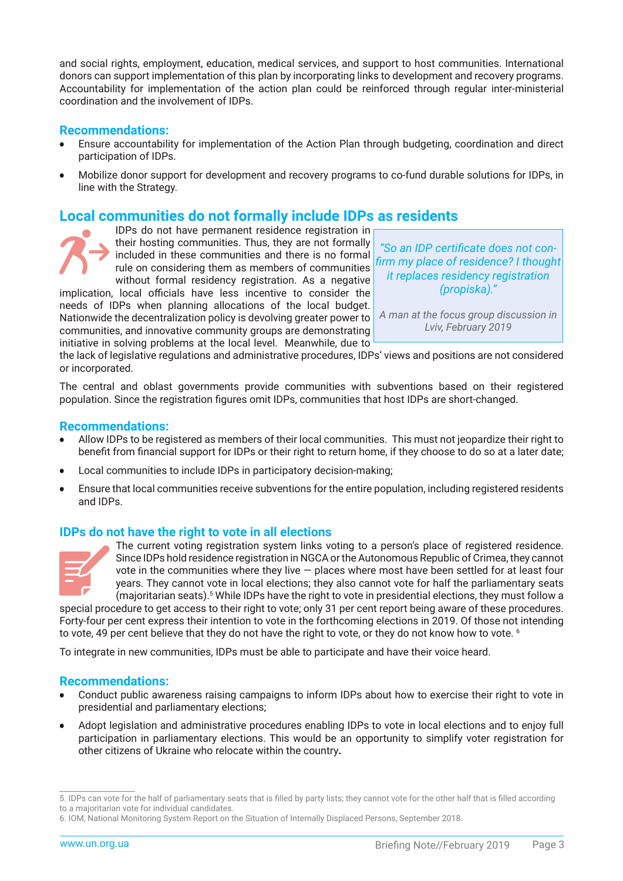and social rights, employment, education, medical services, and support to host communities. International donors can support implementation of this plan by incorporating links to development and recovery programs. Accountability for implementation of the action plan could be reinforced through regular inter-ministerial coordination and the involvement of IDPs.

### Recommendations:

- Ensure accountability for implementation of the Action Plan through budgeting, coordination and direct participation of IDPs.
- Mobilize donor support for development and recovery programs to co-fund durable solutions for IDPs, in line with the Strategy.

## Local communities do not formally include IDPs as residents

IDPs do not have permanent residence registration in their hosting communities. Thus, they are not formally included in these communities and there is no formal rule on considering them as members of communities without formal residency registration. As a negative implication, local officials have less incentive to consider the needs of IDPs when planning allocations of the local budget. Nationwide the decentralization policy is devolving greater power to communities, and innovative community groups are demonstrating initiative in solving problems at the local level. Meanwhile, due to the lack of legislative regulations and administrative procedures, IDPs' views and positions are not considered or incorporated.

> *"So an IDP certificate does not confirm my place of residence? I thought it replaces residency registration (propiska)."*
>
> *A man at the focus group discussion in Lviv, February 2019*

The central and oblast governments provide communities with subventions based on their registered population. Since the registration figures omit IDPs, communities that host IDPs are short-changed.

### Recommendations:

- Allow IDPs to be registered as members of their local communities. This must not jeopardize their right to benefit from financial support for IDPs or their right to return home, if they choose to do so at a later date;
- Local communities to include IDPs in participatory decision-making;
- Ensure that local communities receive subventions for the entire population, including registered residents and IDPs.

## IDPs do not have the right to vote in all elections

The current voting registration system links voting to a person's place of registered residence. Since IDPs hold residence registration in NGCA or the Autonomous Republic of Crimea, they cannot vote in the communities where they live — places where most have been settled for at least four years. They cannot vote in local elections; they also cannot vote for half the parliamentary seats (majoritarian seats).[5] While IDPs have the right to vote in presidential elections, they must follow a special procedure to get access to their right to vote; only 31 per cent report being aware of these procedures. Forty-four per cent express their intention to vote in the forthcoming elections in 2019. Of those not intending to vote, 49 per cent believe that they do not have the right to vote, or they do not know how to vote. [6]

To integrate in new communities, IDPs must be able to participate and have their voice heard.

### Recommendations:

- Conduct public awareness raising campaigns to inform IDPs about how to exercise their right to vote in presidential and parliamentary elections;
- Adopt legislation and administrative procedures enabling IDPs to vote in local elections and to enjoy full participation in parliamentary elections. This would be an opportunity to simplify voter registration for other citizens of Ukraine who relocate within the country**.**

---

5. IDPs can vote for the half of parliamentary seats that is filled by party lists; they cannot vote for the other half that is filled according to a majoritarian vote for individual candidates.
6. IOM, National Monitoring System Report on the Situation of Internally Displaced Persons, September 2018.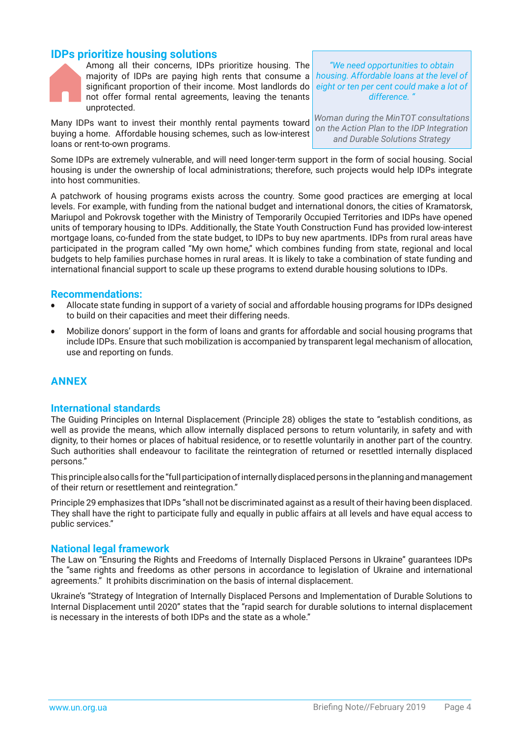## IDPs prioritize housing solutions

Among all their concerns, IDPs prioritize housing. The majority of IDPs are paying high rents that consume a significant proportion of their income. Most landlords do not offer formal rental agreements, leaving the tenants unprotected.

Many IDPs want to invest their monthly rental payments toward buying a home. Affordable housing schemes, such as low-interest loans or rent-to-own programs.

> *"We need opportunities to obtain housing. Affordable loans at the level of eight or ten per cent could make a lot of difference. "*
>
> *Woman during the MinTOT consultations on the Action Plan to the IDP Integration and Durable Solutions Strategy*

Some IDPs are extremely vulnerable, and will need longer-term support in the form of social housing. Social housing is under the ownership of local administrations; therefore, such projects would help IDPs integrate into host communities.

A patchwork of housing programs exists across the country. Some good practices are emerging at local levels. For example, with funding from the national budget and international donors, the cities of Kramatorsk, Mariupol and Pokrovsk together with the Ministry of Temporarily Occupied Territories and IDPs have opened units of temporary housing to IDPs. Additionally, the State Youth Construction Fund has provided low-interest mortgage loans, co-funded from the state budget, to IDPs to buy new apartments. IDPs from rural areas have participated in the program called "My own home," which combines funding from state, regional and local budgets to help families purchase homes in rural areas. It is likely to take a combination of state funding and international financial support to scale up these programs to extend durable housing solutions to IDPs.

### Recommendations:

- Allocate state funding in support of a variety of social and affordable housing programs for IDPs designed to build on their capacities and meet their differing needs.
- Mobilize donors' support in the form of loans and grants for affordable and social housing programs that include IDPs. Ensure that such mobilization is accompanied by transparent legal mechanism of allocation, use and reporting on funds.

## ANNEX

### International standards

The Guiding Principles on Internal Displacement (Principle 28) obliges the state to "establish conditions, as well as provide the means, which allow internally displaced persons to return voluntarily, in safety and with dignity, to their homes or places of habitual residence, or to resettle voluntarily in another part of the country. Such authorities shall endeavour to facilitate the reintegration of returned or resettled internally displaced persons."

This principle also calls for the "full participation of internally displaced persons in the planning and management of their return or resettlement and reintegration."

Principle 29 emphasizes that IDPs "shall not be discriminated against as a result of their having been displaced. They shall have the right to participate fully and equally in public affairs at all levels and have equal access to public services."

### National legal framework

The Law on "Ensuring the Rights and Freedoms of Internally Displaced Persons in Ukraine" guarantees IDPs the "same rights and freedoms as other persons in accordance to legislation of Ukraine and international agreements." It prohibits discrimination on the basis of internal displacement.

Ukraine's "Strategy of Integration of Internally Displaced Persons and Implementation of Durable Solutions to Internal Displacement until 2020" states that the "rapid search for durable solutions to internal displacement is necessary in the interests of both IDPs and the state as a whole."